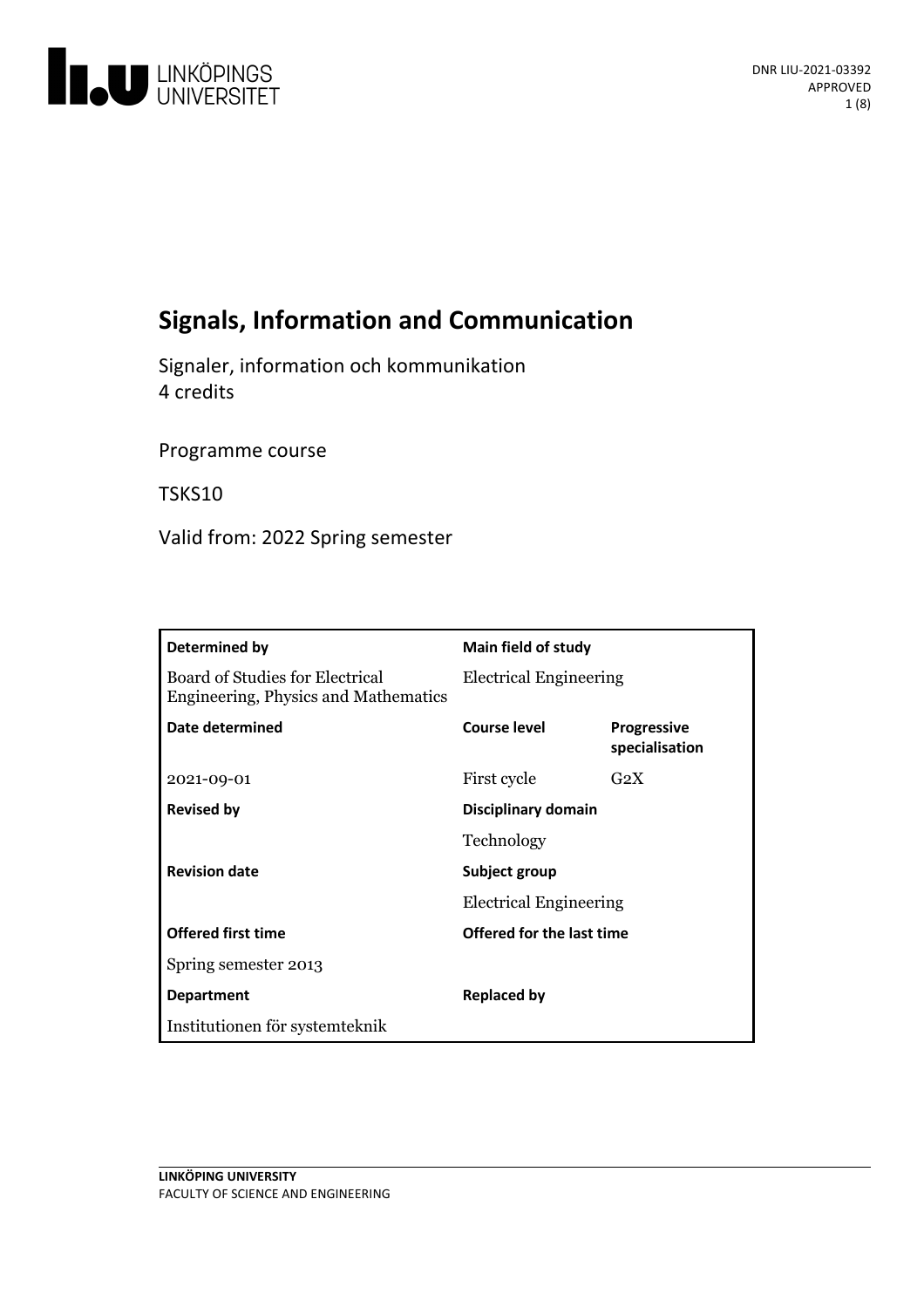DNR LIU-2021-03392
APPROVED

# Signals, Information and Communication

Signaler, information och kommunikation
4 credits

Programme course

TSKS10

Valid from: 2022 Spring semester

| **Determined by** | **Main field of study** | |
|---|---|---|
| Board of Studies for Electrical Engineering, Physics and Mathematics | Electrical Engineering | |
| **Date determined** | **Course level** | **Progressive specialisation** |
| 2021-09-01 | First cycle | G2X |
| **Revised by** | **Disciplinary domain** | |
| | Technology | |
| **Revision date** | **Subject group** | |
| | Electrical Engineering | |
| **Offered first time** | **Offered for the last time** | |
| Spring semester 2013 | | |
| **Department** | **Replaced by** | |
| Institutionen för systemteknik | | |

**LINKÖPING UNIVERSITY**
FACULTY OF SCIENCE AND ENGINEERING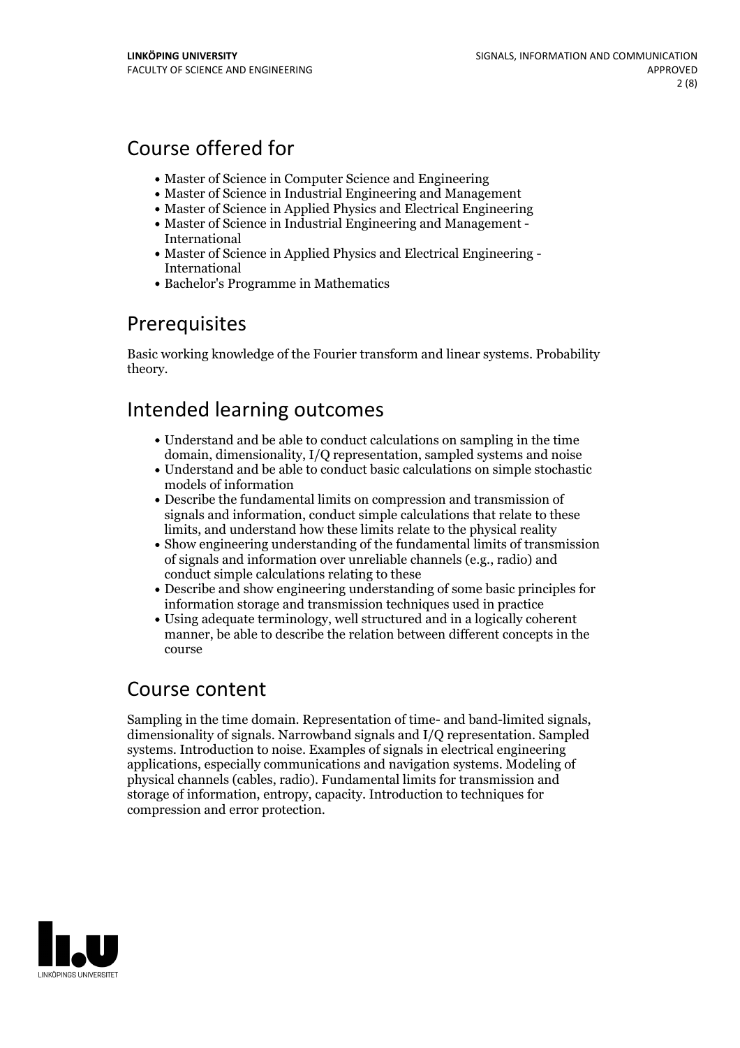## Course offered for

- Master of Science in Computer Science and Engineering
- Master of Science in Industrial Engineering and Management
- Master of Science in Applied Physics and Electrical Engineering
- Master of Science in Industrial Engineering and Management - International
- Master of Science in Applied Physics and Electrical Engineering - International
- Bachelor's Programme in Mathematics

## Prerequisites

Basic working knowledge of the Fourier transform and linear systems. Probability theory.

## Intended learning outcomes

- Understand and be able to conduct calculations on sampling in the time domain, dimensionality, I/Q representation, sampled systems and noise
- Understand and be able to conduct basic calculations on simple stochastic models of information
- Describe the fundamental limits on compression and transmission of signals and information, conduct simple calculations that relate to these limits, and understand how these limits relate to the physical reality
- Show engineering understanding of the fundamental limits of transmission of signals and information over unreliable channels (e.g., radio) and conduct simple calculations relating to these
- Describe and show engineering understanding of some basic principles for information storage and transmission techniques used in practice
- Using adequate terminology, well structured and in a logically coherent manner, be able to describe the relation between different concepts in the course

## Course content

Sampling in the time domain. Representation of time- and band-limited signals, dimensionality of signals. Narrowband signals and I/Q representation. Sampled systems. Introduction to noise. Examples of signals in electrical engineering applications, especially communications and navigation systems. Modeling of physical channels (cables, radio). Fundamental limits for transmission and storage of information, entropy, capacity. Introduction to techniques for compression and error protection.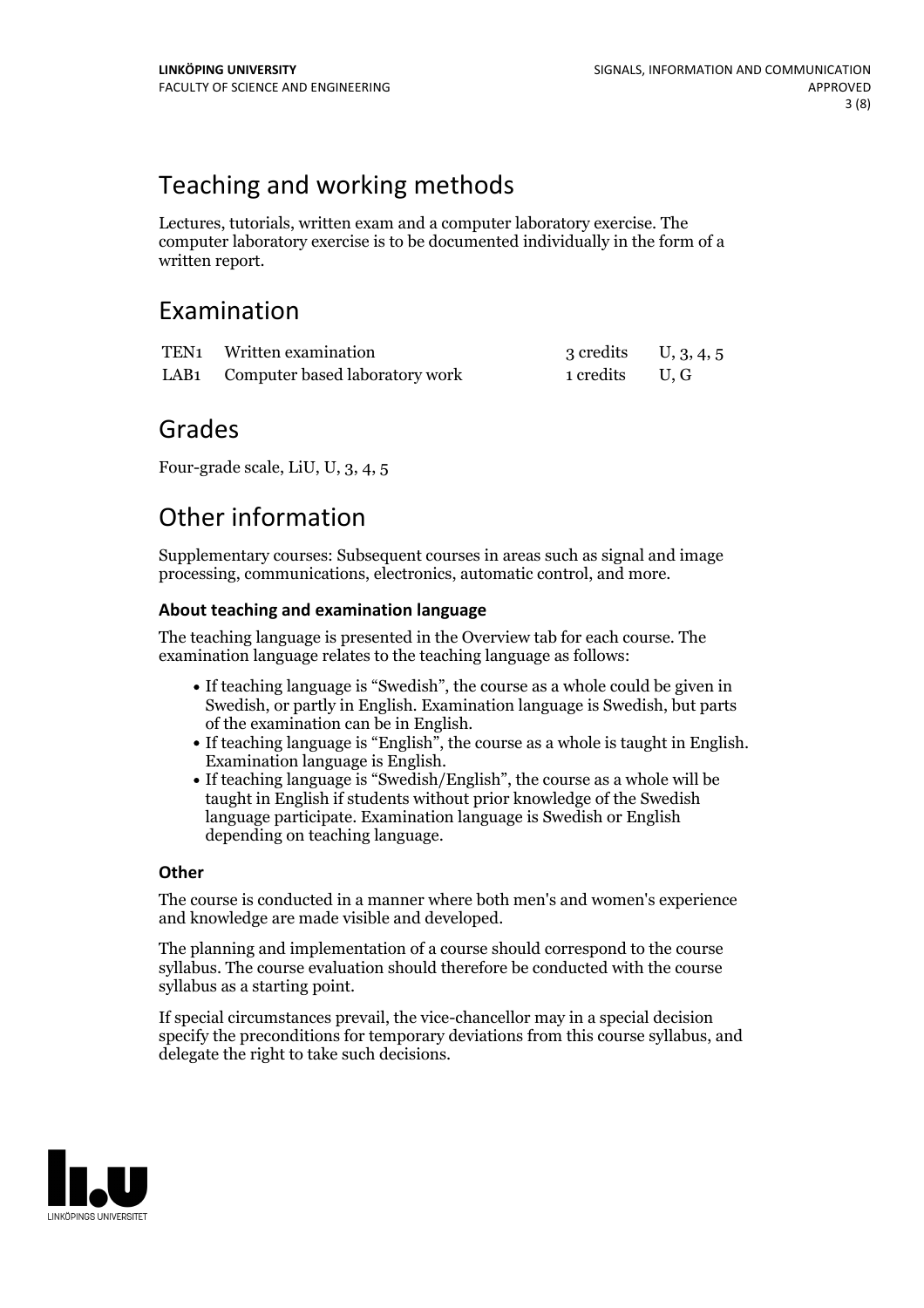## Teaching and working methods

Lectures, tutorials, written exam and a computer laboratory exercise. The computer laboratory exercise is to be documented individually in the form of a written report.

## Examination

| | | | |
|---|---|---|---|
| TEN1 | Written examination | 3 credits | U, 3, 4, 5 |
| LAB1 | Computer based laboratory work | 1 credits | U, G |

## Grades

Four-grade scale, LiU, U, 3, 4, 5

## Other information

Supplementary courses: Subsequent courses in areas such as signal and image processing, communications, electronics, automatic control, and more.

### About teaching and examination language

The teaching language is presented in the Overview tab for each course. The examination language relates to the teaching language as follows:

- If teaching language is "Swedish", the course as a whole could be given in Swedish, or partly in English. Examination language is Swedish, but parts of the examination can be in English.
- If teaching language is "English", the course as a whole is taught in English. Examination language is English.
- If teaching language is "Swedish/English", the course as a whole will be taught in English if students without prior knowledge of the Swedish language participate. Examination language is Swedish or English depending on teaching language.

### Other

The course is conducted in a manner where both men's and women's experience and knowledge are made visible and developed.

The planning and implementation of a course should correspond to the course syllabus. The course evaluation should therefore be conducted with the course syllabus as a starting point.

If special circumstances prevail, the vice-chancellor may in a special decision specify the preconditions for temporary deviations from this course syllabus, and delegate the right to take such decisions.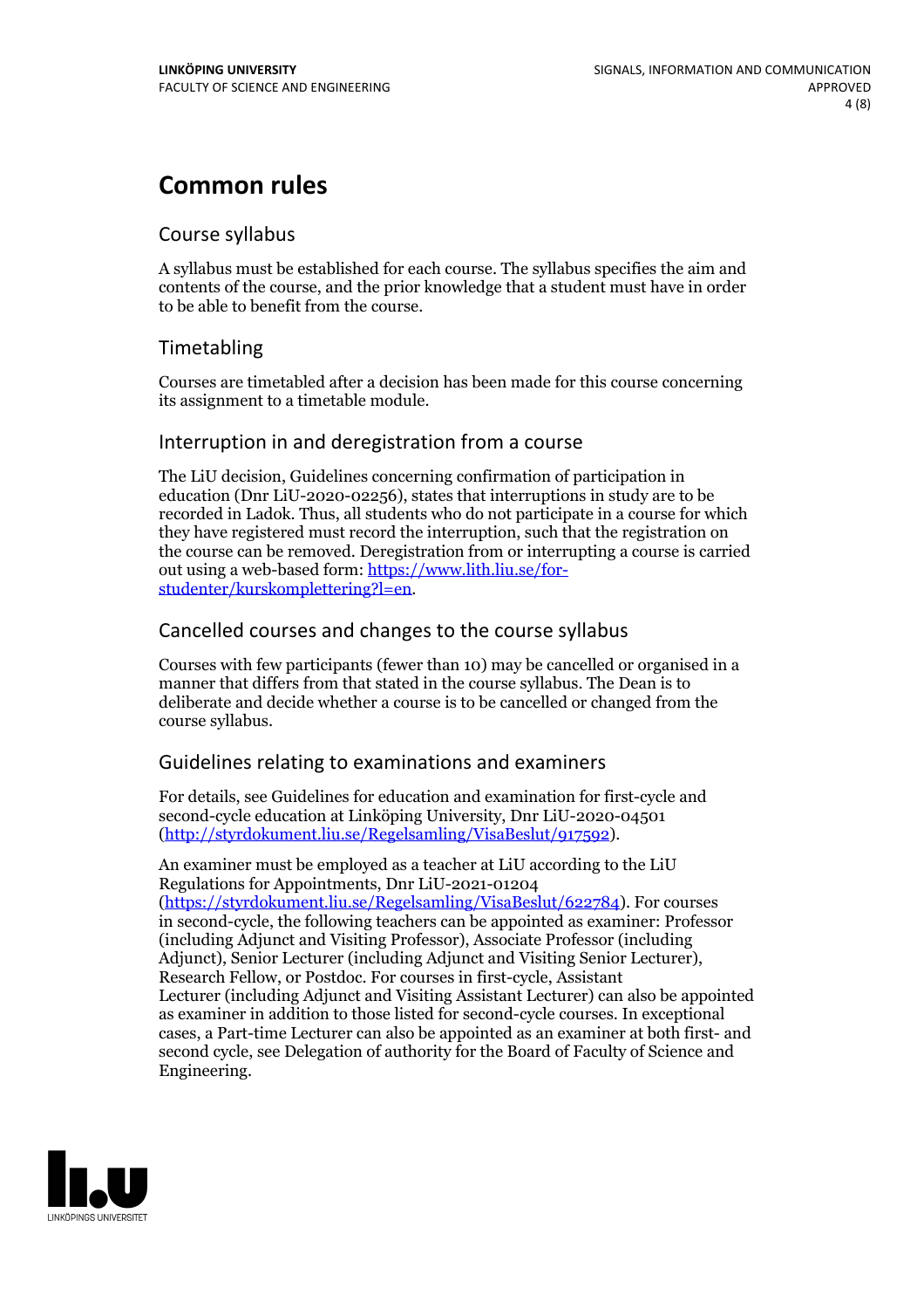# Common rules

## Course syllabus

A syllabus must be established for each course. The syllabus specifies the aim and contents of the course, and the prior knowledge that a student must have in order to be able to benefit from the course.

## Timetabling

Courses are timetabled after a decision has been made for this course concerning its assignment to a timetable module.

## Interruption in and deregistration from a course

The LiU decision, Guidelines concerning confirmation of participation in education (Dnr LiU-2020-02256), states that interruptions in study are to be recorded in Ladok. Thus, all students who do not participate in a course for which they have registered must record the interruption, such that the registration on the course can be removed. Deregistration from or interrupting a course is carried out using a web-based form: https://www.lith.liu.se/for-studenter/kurskomplettering?l=en.

## Cancelled courses and changes to the course syllabus

Courses with few participants (fewer than 10) may be cancelled or organised in a manner that differs from that stated in the course syllabus. The Dean is to deliberate and decide whether a course is to be cancelled or changed from the course syllabus.

## Guidelines relating to examinations and examiners

For details, see Guidelines for education and examination for first-cycle and second-cycle education at Linköping University, Dnr LiU-2020-04501 (http://styrdokument.liu.se/Regelsamling/VisaBeslut/917592).

An examiner must be employed as a teacher at LiU according to the LiU Regulations for Appointments, Dnr LiU-2021-01204 (https://styrdokument.liu.se/Regelsamling/VisaBeslut/622784). For courses in second-cycle, the following teachers can be appointed as examiner: Professor (including Adjunct and Visiting Professor), Associate Professor (including Adjunct), Senior Lecturer (including Adjunct and Visiting Senior Lecturer), Research Fellow, or Postdoc. For courses in first-cycle, Assistant Lecturer (including Adjunct and Visiting Assistant Lecturer) can also be appointed as examiner in addition to those listed for second-cycle courses. In exceptional cases, a Part-time Lecturer can also be appointed as an examiner at both first- and second cycle, see Delegation of authority for the Board of Faculty of Science and Engineering.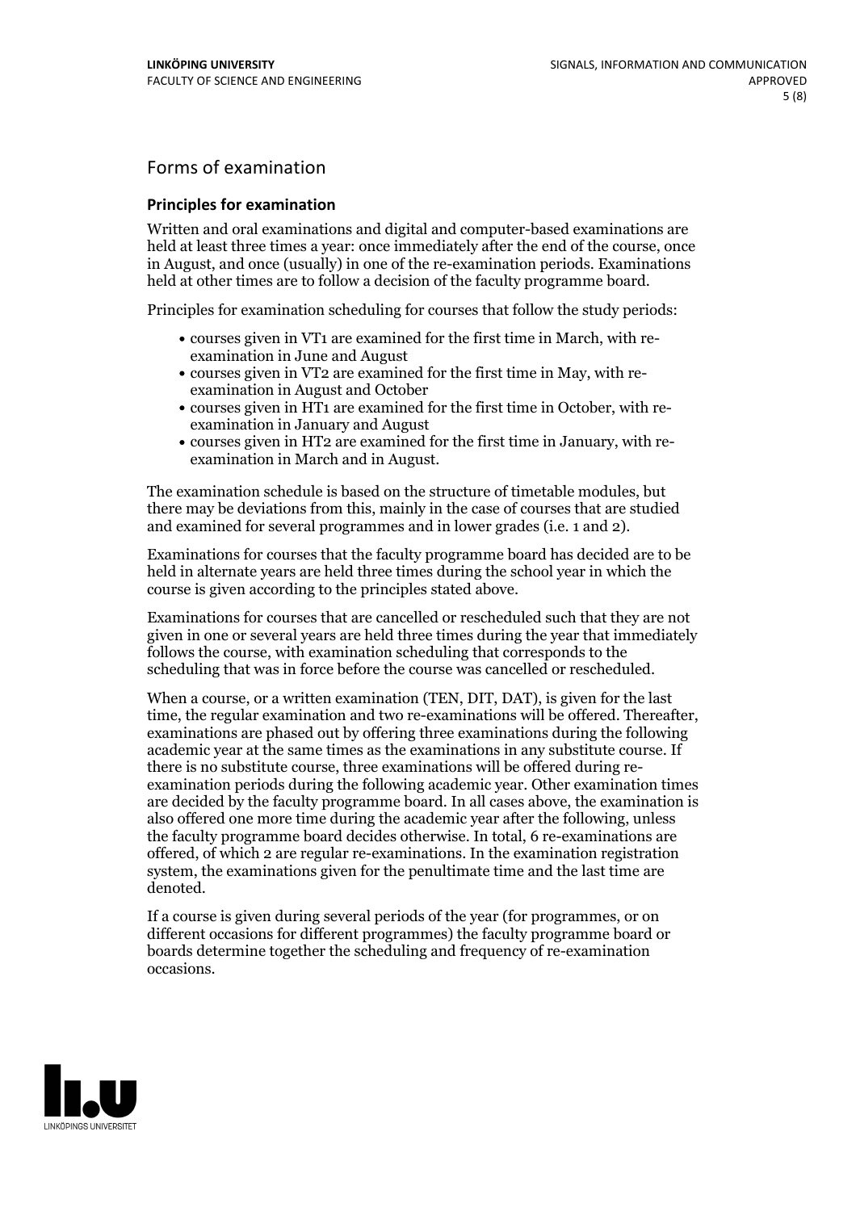## Forms of examination

### Principles for examination

Written and oral examinations and digital and computer-based examinations are held at least three times a year: once immediately after the end of the course, once in August, and once (usually) in one of the re-examination periods. Examinations held at other times are to follow a decision of the faculty programme board.

Principles for examination scheduling for courses that follow the study periods:

- courses given in VT1 are examined for the first time in March, with re-examination in June and August
- courses given in VT2 are examined for the first time in May, with re-examination in August and October
- courses given in HT1 are examined for the first time in October, with re-examination in January and August
- courses given in HT2 are examined for the first time in January, with re-examination in March and in August.

The examination schedule is based on the structure of timetable modules, but there may be deviations from this, mainly in the case of courses that are studied and examined for several programmes and in lower grades (i.e. 1 and 2).

Examinations for courses that the faculty programme board has decided are to be held in alternate years are held three times during the school year in which the course is given according to the principles stated above.

Examinations for courses that are cancelled or rescheduled such that they are not given in one or several years are held three times during the year that immediately follows the course, with examination scheduling that corresponds to the scheduling that was in force before the course was cancelled or rescheduled.

When a course, or a written examination (TEN, DIT, DAT), is given for the last time, the regular examination and two re-examinations will be offered. Thereafter, examinations are phased out by offering three examinations during the following academic year at the same times as the examinations in any substitute course. If there is no substitute course, three examinations will be offered during re-examination periods during the following academic year. Other examination times are decided by the faculty programme board. In all cases above, the examination is also offered one more time during the academic year after the following, unless the faculty programme board decides otherwise. In total, 6 re-examinations are offered, of which 2 are regular re-examinations. In the examination registration system, the examinations given for the penultimate time and the last time are denoted.

If a course is given during several periods of the year (for programmes, or on different occasions for different programmes) the faculty programme board or boards determine together the scheduling and frequency of re-examination occasions.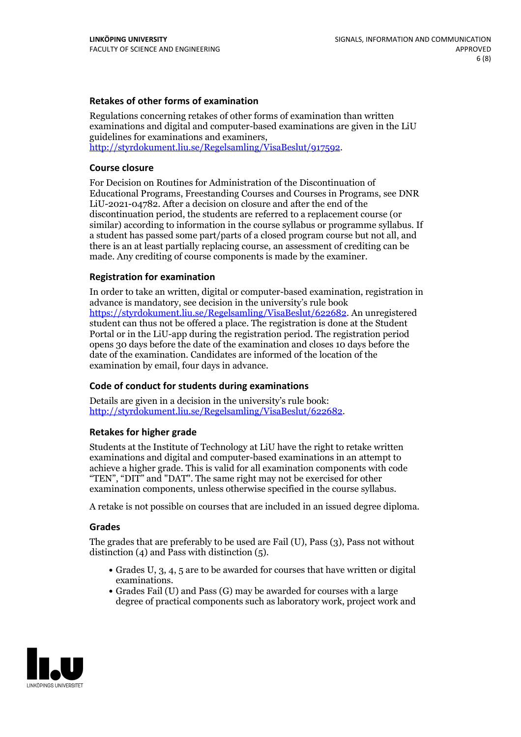### Retakes of other forms of examination

Regulations concerning retakes of other forms of examination than written examinations and digital and computer-based examinations are given in the LiU guidelines for examinations and examiners, http://styrdokument.liu.se/Regelsamling/VisaBeslut/917592.

### Course closure

For Decision on Routines for Administration of the Discontinuation of Educational Programs, Freestanding Courses and Courses in Programs, see DNR LiU-2021-04782. After a decision on closure and after the end of the discontinuation period, the students are referred to a replacement course (or similar) according to information in the course syllabus or programme syllabus. If a student has passed some part/parts of a closed program course but not all, and there is an at least partially replacing course, an assessment of crediting can be made. Any crediting of course components is made by the examiner.

### Registration for examination

In order to take an written, digital or computer-based examination, registration in advance is mandatory, see decision in the university's rule book https://styrdokument.liu.se/Regelsamling/VisaBeslut/622682. An unregistered student can thus not be offered a place. The registration is done at the Student Portal or in the LiU-app during the registration period. The registration period opens 30 days before the date of the examination and closes 10 days before the date of the examination. Candidates are informed of the location of the examination by email, four days in advance.

### Code of conduct for students during examinations

Details are given in a decision in the university's rule book: http://styrdokument.liu.se/Regelsamling/VisaBeslut/622682.

### Retakes for higher grade

Students at the Institute of Technology at LiU have the right to retake written examinations and digital and computer-based examinations in an attempt to achieve a higher grade. This is valid for all examination components with code "TEN", "DIT" and "DAT". The same right may not be exercised for other examination components, unless otherwise specified in the course syllabus.

A retake is not possible on courses that are included in an issued degree diploma.

### Grades

The grades that are preferably to be used are Fail (U), Pass (3), Pass not without distinction (4) and Pass with distinction (5).

- Grades U, 3, 4, 5 are to be awarded for courses that have written or digital examinations.
- Grades Fail (U) and Pass (G) may be awarded for courses with a large degree of practical components such as laboratory work, project work and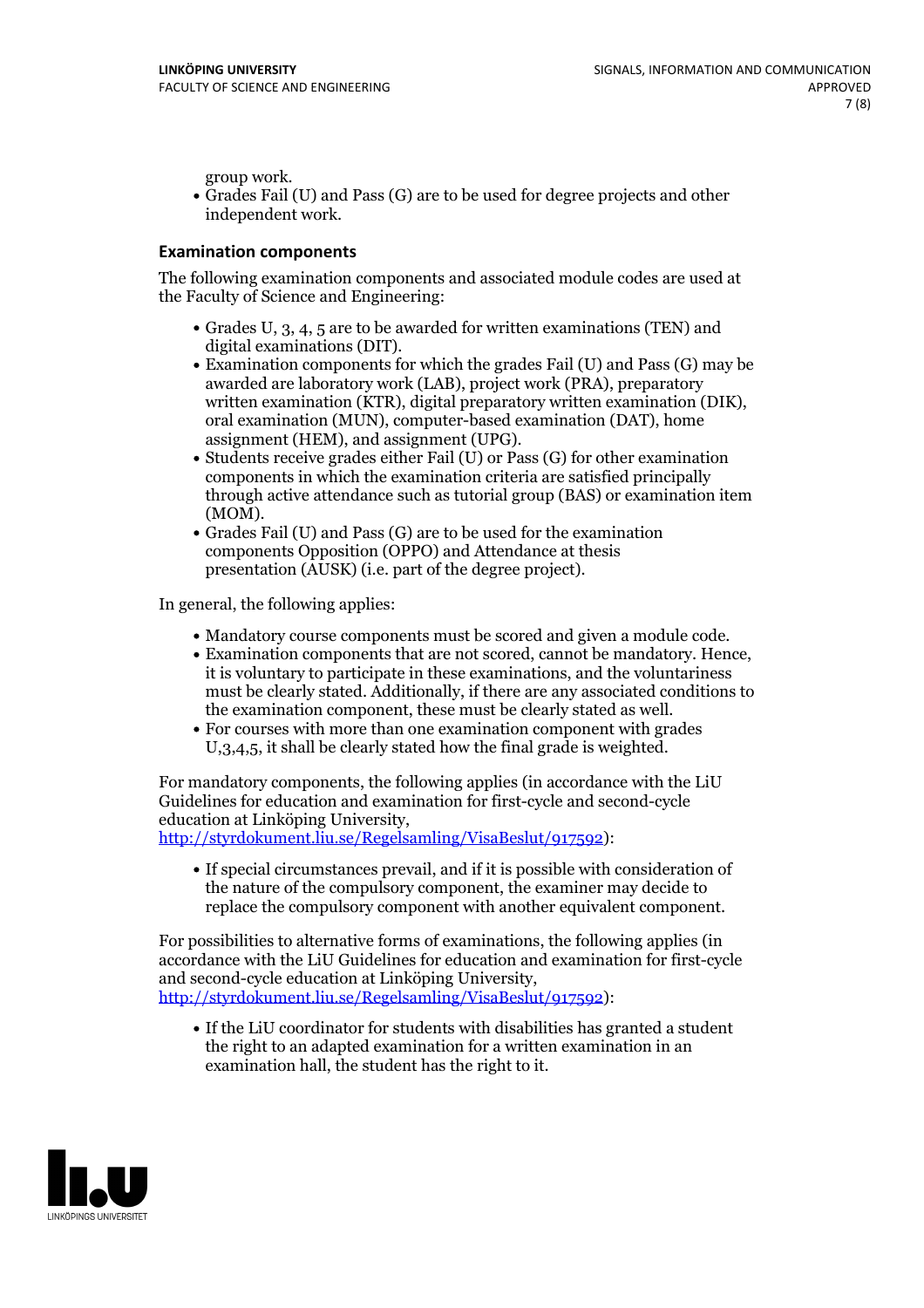group work.

- Grades Fail (U) and Pass (G) are to be used for degree projects and other independent work.

### Examination components

The following examination components and associated module codes are used at the Faculty of Science and Engineering:

- Grades U, 3, 4, 5 are to be awarded for written examinations (TEN) and digital examinations (DIT).
- Examination components for which the grades Fail (U) and Pass (G) may be awarded are laboratory work (LAB), project work (PRA), preparatory written examination (KTR), digital preparatory written examination (DIK), oral examination (MUN), computer-based examination (DAT), home assignment (HEM), and assignment (UPG).
- Students receive grades either Fail (U) or Pass (G) for other examination components in which the examination criteria are satisfied principally through active attendance such as tutorial group (BAS) or examination item (MOM).
- Grades Fail (U) and Pass (G) are to be used for the examination components Opposition (OPPO) and Attendance at thesis presentation (AUSK) (i.e. part of the degree project).

In general, the following applies:

- Mandatory course components must be scored and given a module code.
- Examination components that are not scored, cannot be mandatory. Hence, it is voluntary to participate in these examinations, and the voluntariness must be clearly stated. Additionally, if there are any associated conditions to the examination component, these must be clearly stated as well.
- For courses with more than one examination component with grades U,3,4,5, it shall be clearly stated how the final grade is weighted.

For mandatory components, the following applies (in accordance with the LiU Guidelines for education and examination for first-cycle and second-cycle education at Linköping University, http://styrdokument.liu.se/Regelsamling/VisaBeslut/917592):

- If special circumstances prevail, and if it is possible with consideration of the nature of the compulsory component, the examiner may decide to replace the compulsory component with another equivalent component.

For possibilities to alternative forms of examinations, the following applies (in accordance with the LiU Guidelines for education and examination for first-cycle and second-cycle education at Linköping University, http://styrdokument.liu.se/Regelsamling/VisaBeslut/917592):

- If the LiU coordinator for students with disabilities has granted a student the right to an adapted examination for a written examination in an examination hall, the student has the right to it.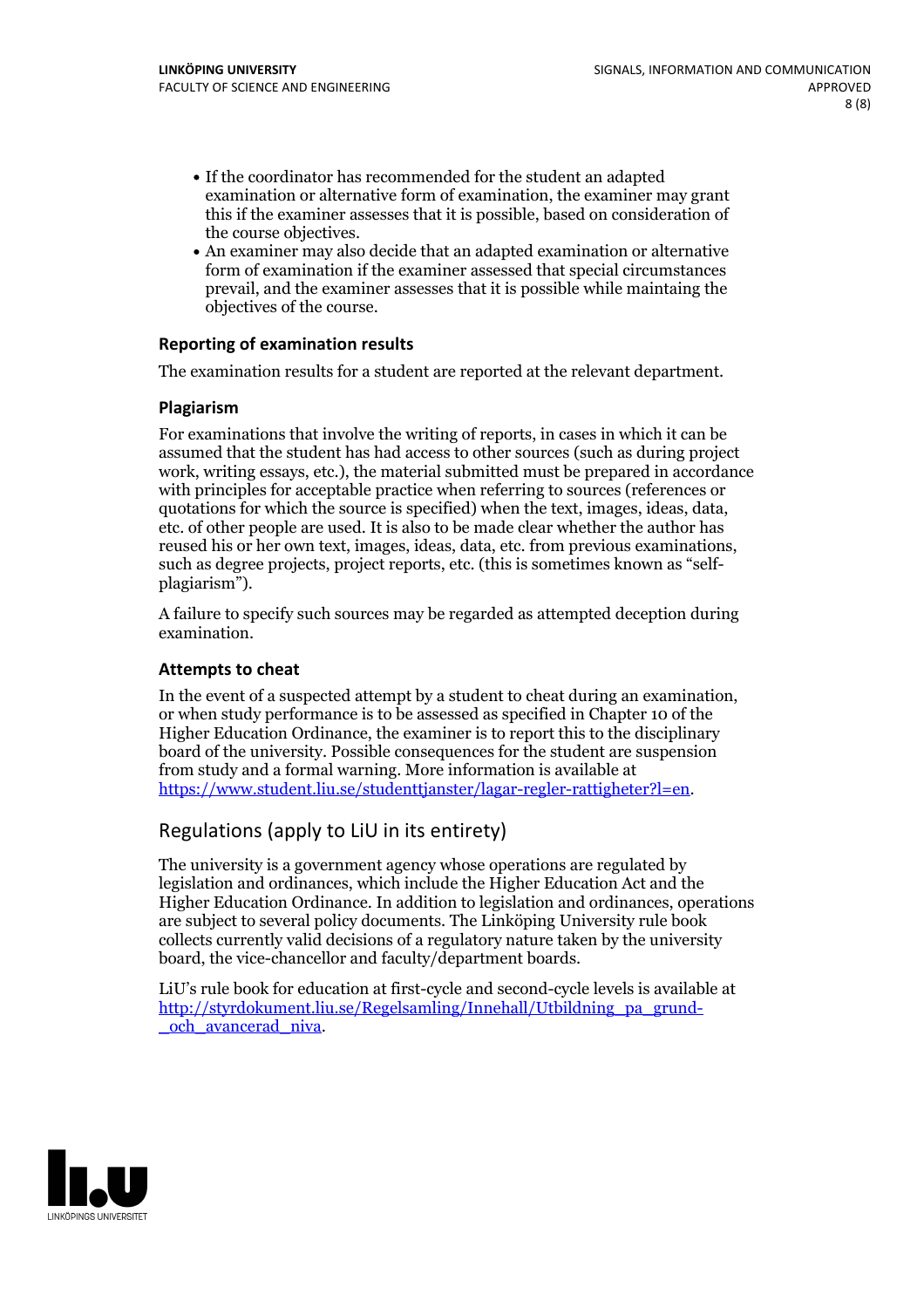- If the coordinator has recommended for the student an adapted examination or alternative form of examination, the examiner may grant this if the examiner assesses that it is possible, based on consideration of the course objectives.
- An examiner may also decide that an adapted examination or alternative form of examination if the examiner assessed that special circumstances prevail, and the examiner assesses that it is possible while maintaing the objectives of the course.

### Reporting of examination results

The examination results for a student are reported at the relevant department.

### Plagiarism

For examinations that involve the writing of reports, in cases in which it can be assumed that the student has had access to other sources (such as during project work, writing essays, etc.), the material submitted must be prepared in accordance with principles for acceptable practice when referring to sources (references or quotations for which the source is specified) when the text, images, ideas, data, etc. of other people are used. It is also to be made clear whether the author has reused his or her own text, images, ideas, data, etc. from previous examinations, such as degree projects, project reports, etc. (this is sometimes known as "self-plagiarism").

A failure to specify such sources may be regarded as attempted deception during examination.

### Attempts to cheat

In the event of a suspected attempt by a student to cheat during an examination, or when study performance is to be assessed as specified in Chapter 10 of the Higher Education Ordinance, the examiner is to report this to the disciplinary board of the university. Possible consequences for the student are suspension from study and a formal warning. More information is available at [https://www.student.liu.se/studenttjanster/lagar-regler-rattigheter?l=en](https://www.student.liu.se/studenttjanster/lagar-regler-rattigheter?l=en).

## Regulations (apply to LiU in its entirety)

The university is a government agency whose operations are regulated by legislation and ordinances, which include the Higher Education Act and the Higher Education Ordinance. In addition to legislation and ordinances, operations are subject to several policy documents. The Linköping University rule book collects currently valid decisions of a regulatory nature taken by the university board, the vice-chancellor and faculty/department boards.

LiU's rule book for education at first-cycle and second-cycle levels is available at [http://styrdokument.liu.se/Regelsamling/Innehall/Utbildning_pa_grund-_och_avancerad_niva](http://styrdokument.liu.se/Regelsamling/Innehall/Utbildning_pa_grund-_och_avancerad_niva).